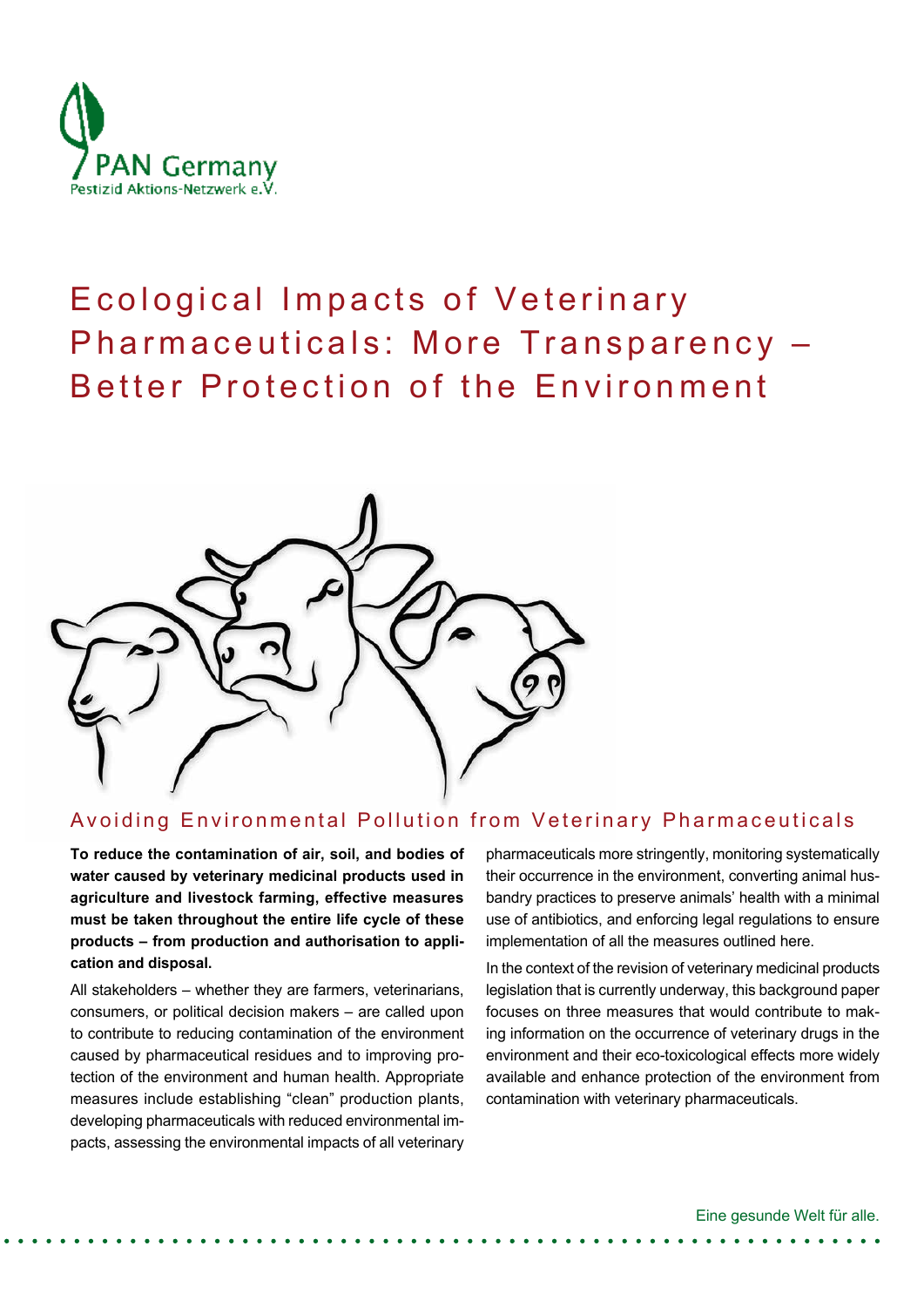PAN Germany
Pestizid Aktions-Netzwerk e.V.

# Ecological Impacts of Veterinary Pharmaceuticals: More Transparency – Better Protection of the Environment

## Avoiding Environmental Pollution from Veterinary Pharmaceuticals

**To reduce the contamination of air, soil, and bodies of water caused by veterinary medicinal products used in agriculture and livestock farming, effective measures must be taken throughout the entire life cycle of these products – from production and authorisation to application and disposal.**

All stakeholders – whether they are farmers, veterinarians, consumers, or political decision makers – are called upon to contribute to reducing contamination of the environment caused by pharmaceutical residues and to improving protection of the environment and human health. Appropriate measures include establishing "clean" production plants, developing pharmaceuticals with reduced environmental impacts, assessing the environmental impacts of all veterinary pharmaceuticals more stringently, monitoring systematically their occurrence in the environment, converting animal husbandry practices to preserve animals' health with a minimal use of antibiotics, and enforcing legal regulations to ensure implementation of all the measures outlined here.

In the context of the revision of veterinary medicinal products legislation that is currently underway, this background paper focuses on three measures that would contribute to making information on the occurrence of veterinary drugs in the environment and their eco-toxicological effects more widely available and enhance protection of the environment from contamination with veterinary pharmaceuticals.

Eine gesunde Welt für alle.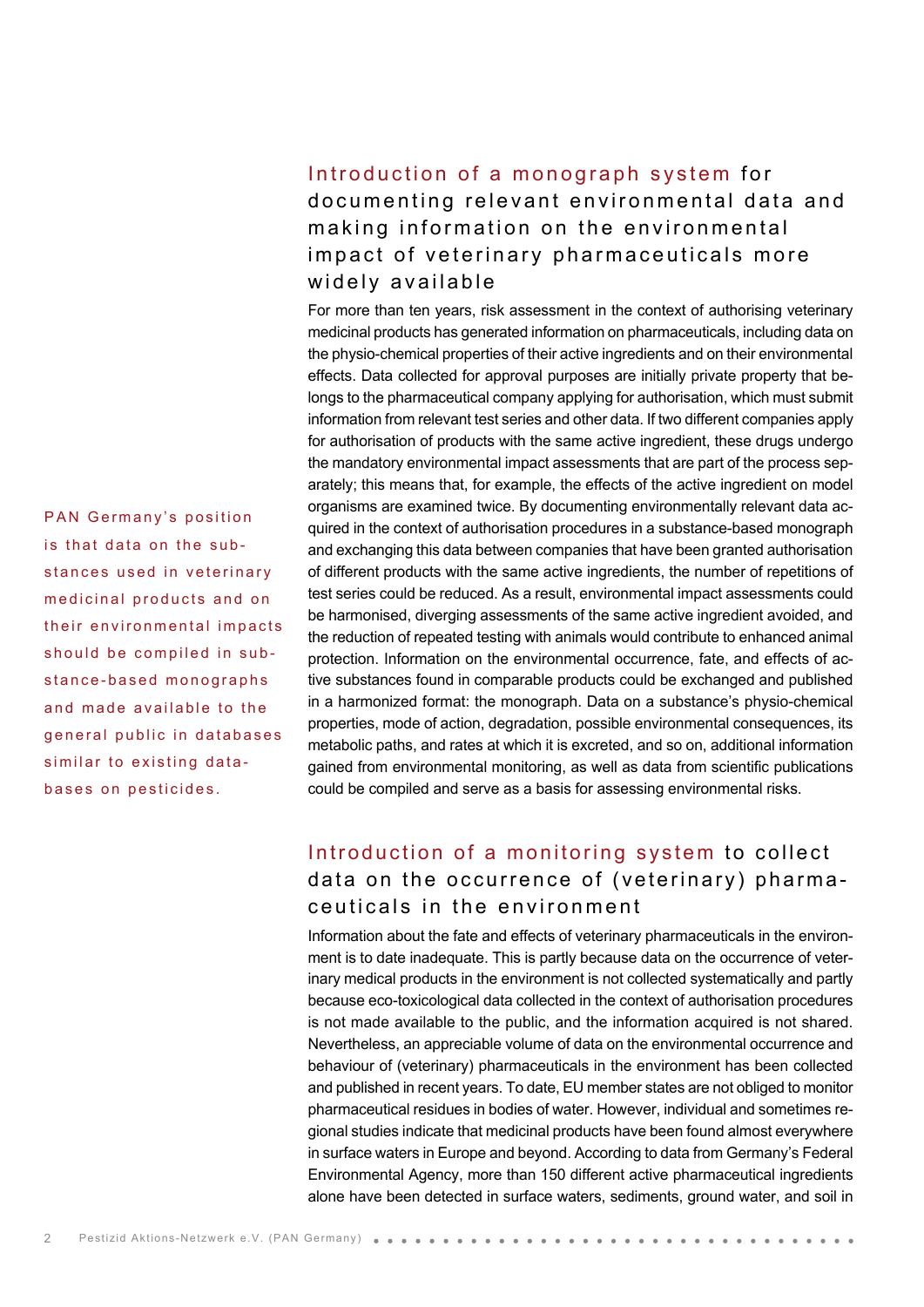## Introduction of a monograph system for documenting relevant environmental data and making information on the environmental impact of veterinary pharmaceuticals more widely available

For more than ten years, risk assessment in the context of authorising veterinary medicinal products has generated information on pharmaceuticals, including data on the physio-chemical properties of their active ingredients and on their environmental effects. Data collected for approval purposes are initially private property that belongs to the pharmaceutical company applying for authorisation, which must submit information from relevant test series and other data. If two different companies apply for authorisation of products with the same active ingredient, these drugs undergo the mandatory environmental impact assessments that are part of the process separately; this means that, for example, the effects of the active ingredient on model organisms are examined twice. By documenting environmentally relevant data acquired in the context of authorisation procedures in a substance-based monograph and exchanging this data between companies that have been granted authorisation of different products with the same active ingredients, the number of repetitions of test series could be reduced. As a result, environmental impact assessments could be harmonised, diverging assessments of the same active ingredient avoided, and the reduction of repeated testing with animals would contribute to enhanced animal protection. Information on the environmental occurrence, fate, and effects of active substances found in comparable products could be exchanged and published in a harmonized format: the monograph. Data on a substance's physio-chemical properties, mode of action, degradation, possible environmental consequences, its metabolic paths, and rates at which it is excreted, and so on, additional information gained from environmental monitoring, as well as data from scientific publications could be compiled and serve as a basis for assessing environmental risks.

PAN Germany's position is that data on the substances used in veterinary medicinal products and on their environmental impacts should be compiled in substance-based monographs and made available to the general public in databases similar to existing databases on pesticides.

## Introduction of a monitoring system to collect data on the occurrence of (veterinary) pharmaceuticals in the environment

Information about the fate and effects of veterinary pharmaceuticals in the environment is to date inadequate. This is partly because data on the occurrence of veterinary medical products in the environment is not collected systematically and partly because eco-toxicological data collected in the context of authorisation procedures is not made available to the public, and the information acquired is not shared. Nevertheless, an appreciable volume of data on the environmental occurrence and behaviour of (veterinary) pharmaceuticals in the environment has been collected and published in recent years. To date, EU member states are not obliged to monitor pharmaceutical residues in bodies of water. However, individual and sometimes regional studies indicate that medicinal products have been found almost everywhere in surface waters in Europe and beyond. According to data from Germany's Federal Environmental Agency, more than 150 different active pharmaceutical ingredients alone have been detected in surface waters, sediments, ground water, and soil in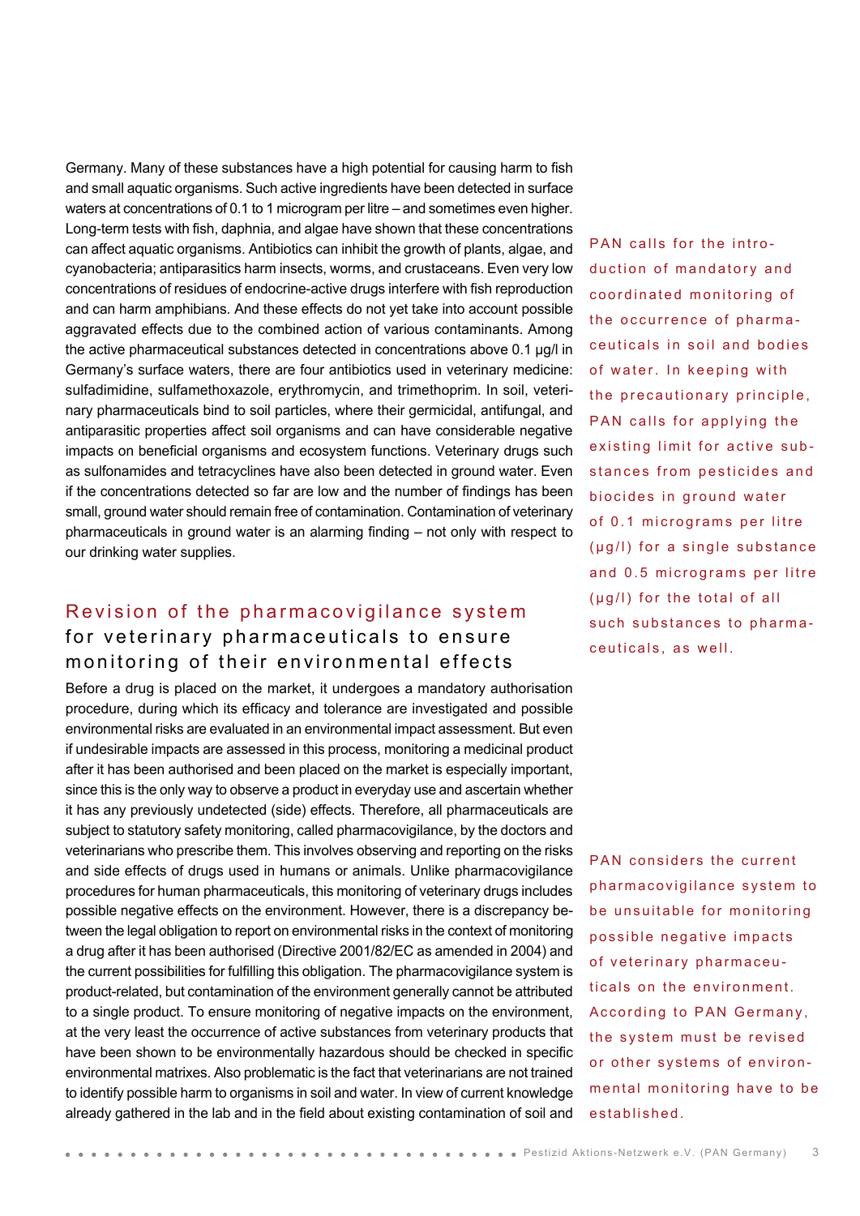Germany. Many of these substances have a high potential for causing harm to fish and small aquatic organisms. Such active ingredients have been detected in surface waters at concentrations of 0.1 to 1 microgram per litre – and sometimes even higher. Long-term tests with fish, daphnia, and algae have shown that these concentrations can affect aquatic organisms. Antibiotics can inhibit the growth of plants, algae, and cyanobacteria; antiparasitics harm insects, worms, and crustaceans. Even very low concentrations of residues of endocrine-active drugs interfere with fish reproduction and can harm amphibians. And these effects do not yet take into account possible aggravated effects due to the combined action of various contaminants. Among the active pharmaceutical substances detected in concentrations above 0.1 µg/l in Germany's surface waters, there are four antibiotics used in veterinary medicine: sulfadimidine, sulfamethoxazole, erythromycin, and trimethoprim. In soil, veterinary pharmaceuticals bind to soil particles, where their germicidal, antifungal, and antiparasitic properties affect soil organisms and can have considerable negative impacts on beneficial organisms and ecosystem functions. Veterinary drugs such as sulfonamides and tetracyclines have also been detected in ground water. Even if the concentrations detected so far are low and the number of findings has been small, ground water should remain free of contamination. Contamination of veterinary pharmaceuticals in ground water is an alarming finding – not only with respect to our drinking water supplies.

PAN calls for the introduction of mandatory and coordinated monitoring of the occurrence of pharmaceuticals in soil and bodies of water. In keeping with the precautionary principle, PAN calls for applying the existing limit for active substances from pesticides and biocides in ground water of 0.1 micrograms per litre (µg/l) for a single substance and 0.5 micrograms per litre (µg/l) for the total of all such substances to pharmaceuticals, as well.

## Revision of the pharmacovigilance system for veterinary pharmaceuticals to ensure monitoring of their environmental effects

Before a drug is placed on the market, it undergoes a mandatory authorisation procedure, during which its efficacy and tolerance are investigated and possible environmental risks are evaluated in an environmental impact assessment. But even if undesirable impacts are assessed in this process, monitoring a medicinal product after it has been authorised and been placed on the market is especially important, since this is the only way to observe a product in everyday use and ascertain whether it has any previously undetected (side) effects. Therefore, all pharmaceuticals are subject to statutory safety monitoring, called pharmacovigilance, by the doctors and veterinarians who prescribe them. This involves observing and reporting on the risks and side effects of drugs used in humans or animals. Unlike pharmacovigilance procedures for human pharmaceuticals, this monitoring of veterinary drugs includes possible negative effects on the environment. However, there is a discrepancy between the legal obligation to report on environmental risks in the context of monitoring a drug after it has been authorised (Directive 2001/82/EC as amended in 2004) and the current possibilities for fulfilling this obligation. The pharmacovigilance system is product-related, but contamination of the environment generally cannot be attributed to a single product. To ensure monitoring of negative impacts on the environment, at the very least the occurrence of active substances from veterinary products that have been shown to be environmentally hazardous should be checked in specific environmental matrixes. Also problematic is the fact that veterinarians are not trained to identify possible harm to organisms in soil and water. In view of current knowledge already gathered in the lab and in the field about existing contamination of soil and

PAN considers the current pharmacovigilance system to be unsuitable for monitoring possible negative impacts of veterinary pharmaceuticals on the environment. According to PAN Germany, the system must be revised or other systems of environmental monitoring have to be established.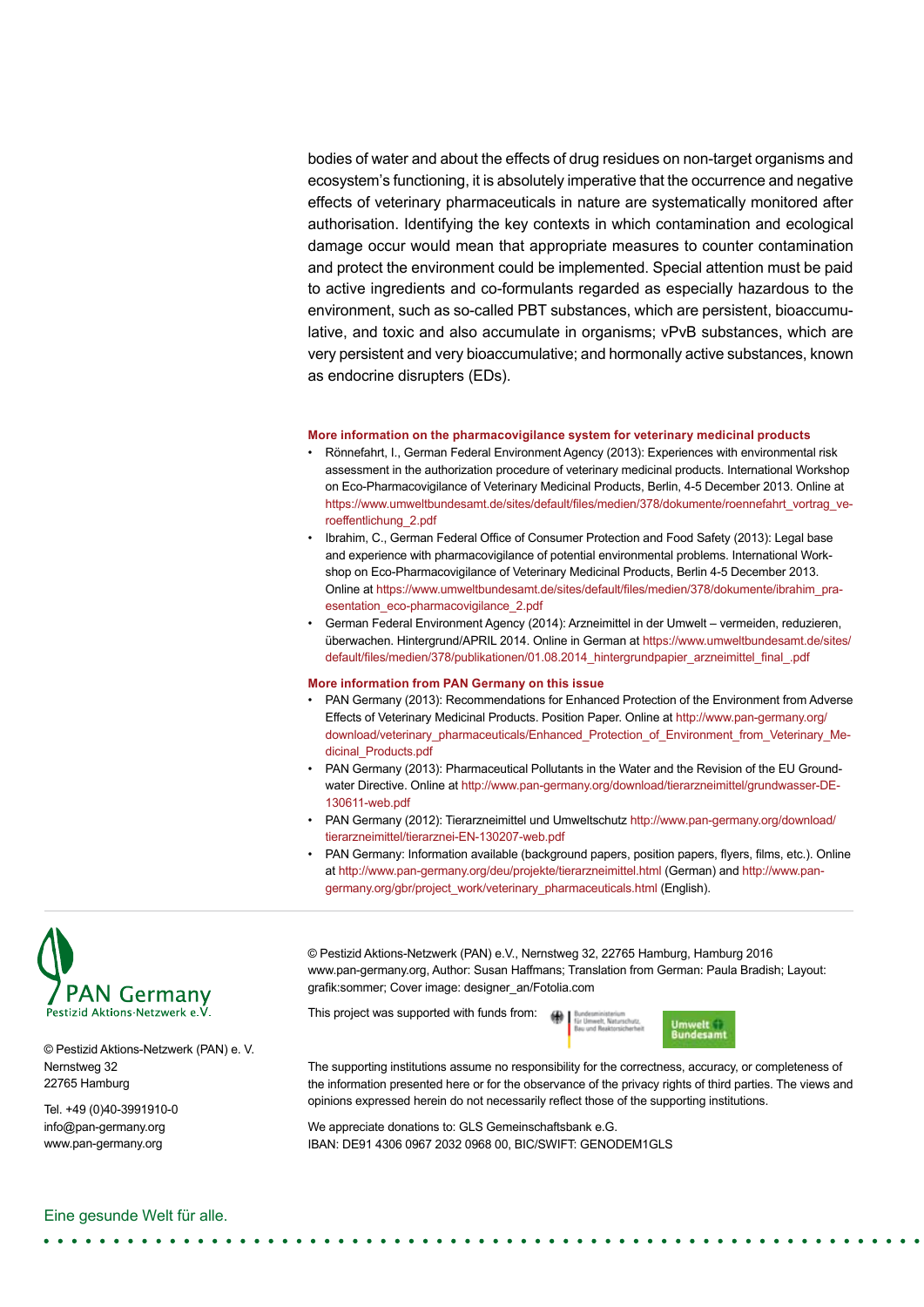bodies of water and about the effects of drug residues on non-target organisms and ecosystem's functioning, it is absolutely imperative that the occurrence and negative effects of veterinary pharmaceuticals in nature are systematically monitored after authorisation. Identifying the key contexts in which contamination and ecological damage occur would mean that appropriate measures to counter contamination and protect the environment could be implemented. Special attention must be paid to active ingredients and co-formulants regarded as especially hazardous to the environment, such as so-called PBT substances, which are persistent, bioaccumulative, and toxic and also accumulate in organisms; vPvB substances, which are very persistent and very bioaccumulative; and hormonally active substances, known as endocrine disrupters (EDs).

**More information on the pharmacovigilance system for veterinary medicinal products**

- Rönnefahrt, I., German Federal Environment Agency (2013): Experiences with environmental risk assessment in the authorization procedure of veterinary medicinal products. International Workshop on Eco-Pharmacovigilance of Veterinary Medicinal Products, Berlin, 4-5 December 2013. Online at https://www.umweltbundesamt.de/sites/default/files/medien/378/dokumente/roennefahrt_vortrag_veroeffentlichung_2.pdf
- Ibrahim, C., German Federal Office of Consumer Protection and Food Safety (2013): Legal base and experience with pharmacovigilance of potential environmental problems. International Workshop on Eco-Pharmacovigilance of Veterinary Medicinal Products, Berlin 4-5 December 2013. Online at https://www.umweltbundesamt.de/sites/default/files/medien/378/dokumente/ibrahim_praesentation_eco-pharmacovigilance_2.pdf
- German Federal Environment Agency (2014): Arzneimittel in der Umwelt – vermeiden, reduzieren, überwachen. Hintergrund/APRIL 2014. Online in German at https://www.umweltbundesamt.de/sites/default/files/medien/378/publikationen/01.08.2014_hintergrundpapier_arzneimittel_final_.pdf

**More information from PAN Germany on this issue**

- PAN Germany (2013): Recommendations for Enhanced Protection of the Environment from Adverse Effects of Veterinary Medicinal Products. Position Paper. Online at http://www.pan-germany.org/download/veterinary_pharmaceuticals/Enhanced_Protection_of_Environment_from_Veterinary_Medicinal_Products.pdf
- PAN Germany (2013): Pharmaceutical Pollutants in the Water and the Revision of the EU Groundwater Directive. Online at http://www.pan-germany.org/download/tierarzneimittel/grundwasser-DE-130611-web.pdf
- PAN Germany (2012): Tierarzneimittel und Umweltschutz http://www.pan-germany.org/download/tierarzneimittel/tierarznei-EN-130207-web.pdf
- PAN Germany: Information available (background papers, position papers, flyers, films, etc.). Online at http://www.pan-germany.org/deu/projekte/tierarzneimittel.html (German) and http://www.pan-germany.org/gbr/project_work/veterinary_pharmaceuticals.html (English).

PAN Germany
Pestizid Aktions-Netzwerk e.V.

© Pestizid Aktions-Netzwerk (PAN) e. V.
Nernstweg 32
22765 Hamburg

Tel. +49 (0)40-3991910-0
info@pan-germany.org
www.pan-germany.org

© Pestizid Aktions-Netzwerk (PAN) e.V., Nernstweg 32, 22765 Hamburg, Hamburg 2016
www.pan-germany.org, Author: Susan Haffmans; Translation from German: Paula Bradish; Layout: grafik:sommer; Cover image: designer_an/Fotolia.com

This project was supported with funds from: Bundesministerium für Umwelt, Naturschutz, Bau und Reaktorsicherheit; Umwelt Bundesamt

The supporting institutions assume no responsibility for the correctness, accuracy, or completeness of the information presented here or for the observance of the privacy rights of third parties. The views and opinions expressed herein do not necessarily reflect those of the supporting institutions.

We appreciate donations to: GLS Gemeinschaftsbank e.G.
IBAN: DE91 4306 0967 2032 0968 00, BIC/SWIFT: GENODEM1GLS

Eine gesunde Welt für alle.